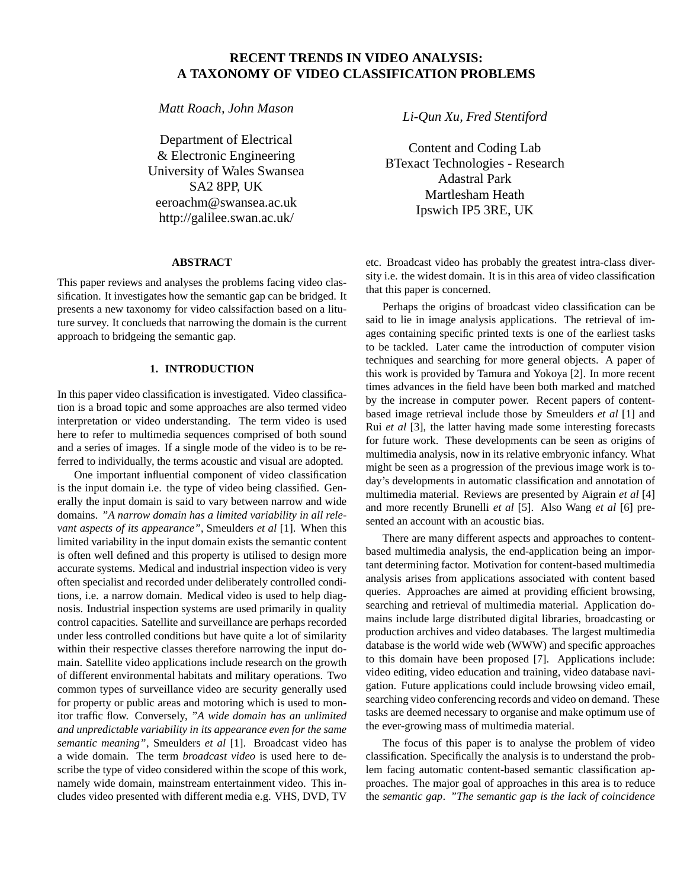# RECENT TRENDS IN VIDEO ANALYSIS: A TAXONOMY OF VIDEO CLASSIFICATION PROBLEMS

*Matt Roach, John Mason*

Department of Electrical
& Electronic Engineering
University of Wales Swansea
SA2 8PP, UK
eeroachm@swansea.ac.uk
http://galilee.swan.ac.uk/

*Li-Qun Xu, Fred Stentiford*

Content and Coding Lab
BTexact Technologies - Research
Adastral Park
Martlesham Heath
Ipswich IP5 3RE, UK

## ABSTRACT

This paper reviews and analyses the problems facing video classification. It investigates how the semantic gap can be bridged. It presents a new taxonomy for video calssifaction based on a lituture survey. It conclueds that narrowing the domain is the current approach to bridgeing the semantic gap.

## 1. INTRODUCTION

In this paper video classification is investigated. Video classification is a broad topic and some approaches are also termed video interpretation or video understanding. The term video is used here to refer to multimedia sequences comprised of both sound and a series of images. If a single mode of the video is to be referred to individually, the terms acoustic and visual are adopted.

One important influential component of video classification is the input domain i.e. the type of video being classified. Generally the input domain is said to vary between narrow and wide domains. *"A narrow domain has a limited variability in all relevant aspects of its appearance"*, Smeulders *et al* [1]. When this limited variability in the input domain exists the semantic content is often well defined and this property is utilised to design more accurate systems. Medical and industrial inspection video is very often specialist and recorded under deliberately controlled conditions, i.e. a narrow domain. Medical video is used to help diagnosis. Industrial inspection systems are used primarily in quality control capacities. Satellite and surveillance are perhaps recorded under less controlled conditions but have quite a lot of similarity within their respective classes therefore narrowing the input domain. Satellite video applications include research on the growth of different environmental habitats and military operations. Two common types of surveillance video are security generally used for property or public areas and motoring which is used to monitor traffic flow. Conversely, *"A wide domain has an unlimited and unpredictable variability in its appearance even for the same semantic meaning"*, Smeulders *et al* [1]. Broadcast video has a wide domain. The term *broadcast video* is used here to describe the type of video considered within the scope of this work, namely wide domain, mainstream entertainment video. This includes video presented with different media e.g. VHS, DVD, TV etc. Broadcast video has probably the greatest intra-class diversity i.e. the widest domain. It is in this area of video classification that this paper is concerned.

Perhaps the origins of broadcast video classification can be said to lie in image analysis applications. The retrieval of images containing specific printed texts is one of the earliest tasks to be tackled. Later came the introduction of computer vision techniques and searching for more general objects. A paper of this work is provided by Tamura and Yokoya [2]. In more recent times advances in the field have been both marked and matched by the increase in computer power. Recent papers of content-based image retrieval include those by Smeulders *et al* [1] and Rui *et al* [3], the latter having made some interesting forecasts for future work. These developments can be seen as origins of multimedia analysis, now in its relative embryonic infancy. What might be seen as a progression of the previous image work is today's developments in automatic classification and annotation of multimedia material. Reviews are presented by Aigrain *et al* [4] and more recently Brunelli *et al* [5]. Also Wang *et al* [6] presented an account with an acoustic bias.

There are many different aspects and approaches to content-based multimedia analysis, the end-application being an important determining factor. Motivation for content-based multimedia analysis arises from applications associated with content based queries. Approaches are aimed at providing efficient browsing, searching and retrieval of multimedia material. Application domains include large distributed digital libraries, broadcasting or production archives and video databases. The largest multimedia database is the world wide web (WWW) and specific approaches to this domain have been proposed [7]. Applications include: video editing, video education and training, video database navigation. Future applications could include browsing video email, searching video conferencing records and video on demand. These tasks are deemed necessary to organise and make optimum use of the ever-growing mass of multimedia material.

The focus of this paper is to analyse the problem of video classification. Specifically the analysis is to understand the problem facing automatic content-based semantic classification approaches. The major goal of approaches in this area is to reduce the *semantic gap*. *"The semantic gap is the lack of coincidence*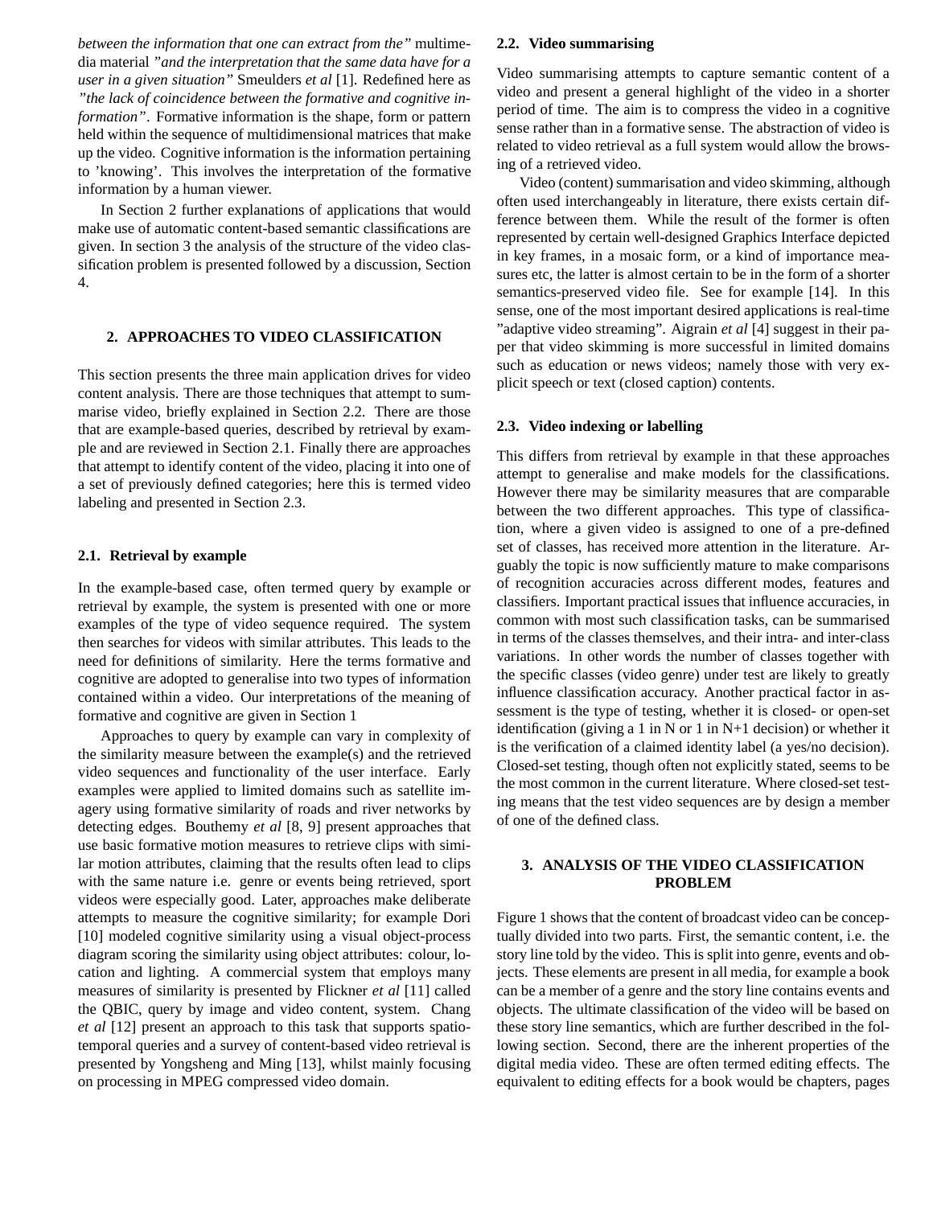*between the information that one can extract from the"* multimedia material *"and the interpretation that the same data have for a user in a given situation"* Smeulders *et al* [1]. Redefined here as *"the lack of coincidence between the formative and cognitive information"*. Formative information is the shape, form or pattern held within the sequence of multidimensional matrices that make up the video. Cognitive information is the information pertaining to 'knowing'. This involves the interpretation of the formative information by a human viewer.

In Section 2 further explanations of applications that would make use of automatic content-based semantic classifications are given. In section 3 the analysis of the structure of the video classification problem is presented followed by a discussion, Section 4.

## 2. APPROACHES TO VIDEO CLASSIFICATION

This section presents the three main application drives for video content analysis. There are those techniques that attempt to summarise video, briefly explained in Section 2.2. There are those that are example-based queries, described by retrieval by example and are reviewed in Section 2.1. Finally there are approaches that attempt to identify content of the video, placing it into one of a set of previously defined categories; here this is termed video labeling and presented in Section 2.3.

### 2.1. Retrieval by example

In the example-based case, often termed query by example or retrieval by example, the system is presented with one or more examples of the type of video sequence required. The system then searches for videos with similar attributes. This leads to the need for definitions of similarity. Here the terms formative and cognitive are adopted to generalise into two types of information contained within a video. Our interpretations of the meaning of formative and cognitive are given in Section 1

Approaches to query by example can vary in complexity of the similarity measure between the example(s) and the retrieved video sequences and functionality of the user interface. Early examples were applied to limited domains such as satellite imagery using formative similarity of roads and river networks by detecting edges. Bouthemy *et al* [8, 9] present approaches that use basic formative motion measures to retrieve clips with similar motion attributes, claiming that the results often lead to clips with the same nature i.e. genre or events being retrieved, sport videos were especially good. Later, approaches make deliberate attempts to measure the cognitive similarity; for example Dori [10] modeled cognitive similarity using a visual object-process diagram scoring the similarity using object attributes: colour, location and lighting. A commercial system that employs many measures of similarity is presented by Flickner *et al* [11] called the QBIC, query by image and video content, system. Chang *et al* [12] present an approach to this task that supports spatio-temporal queries and a survey of content-based video retrieval is presented by Yongsheng and Ming [13], whilst mainly focusing on processing in MPEG compressed video domain.

### 2.2. Video summarising

Video summarising attempts to capture semantic content of a video and present a general highlight of the video in a shorter period of time. The aim is to compress the video in a cognitive sense rather than in a formative sense. The abstraction of video is related to video retrieval as a full system would allow the browsing of a retrieved video.

Video (content) summarisation and video skimming, although often used interchangeably in literature, there exists certain difference between them. While the result of the former is often represented by certain well-designed Graphics Interface depicted in key frames, in a mosaic form, or a kind of importance measures etc, the latter is almost certain to be in the form of a shorter semantics-preserved video file. See for example [14]. In this sense, one of the most important desired applications is real-time "adaptive video streaming". Aigrain *et al* [4] suggest in their paper that video skimming is more successful in limited domains such as education or news videos; namely those with very explicit speech or text (closed caption) contents.

### 2.3. Video indexing or labelling

This differs from retrieval by example in that these approaches attempt to generalise and make models for the classifications. However there may be similarity measures that are comparable between the two different approaches. This type of classification, where a given video is assigned to one of a pre-defined set of classes, has received more attention in the literature. Arguably the topic is now sufficiently mature to make comparisons of recognition accuracies across different modes, features and classifiers. Important practical issues that influence accuracies, in common with most such classification tasks, can be summarised in terms of the classes themselves, and their intra- and inter-class variations. In other words the number of classes together with the specific classes (video genre) under test are likely to greatly influence classification accuracy. Another practical factor in assessment is the type of testing, whether it is closed- or open-set identification (giving a 1 in N or 1 in N+1 decision) or whether it is the verification of a claimed identity label (a yes/no decision). Closed-set testing, though often not explicitly stated, seems to be the most common in the current literature. Where closed-set testing means that the test video sequences are by design a member of one of the defined class.

## 3. ANALYSIS OF THE VIDEO CLASSIFICATION PROBLEM

Figure 1 shows that the content of broadcast video can be conceptually divided into two parts. First, the semantic content, i.e. the story line told by the video. This is split into genre, events and objects. These elements are present in all media, for example a book can be a member of a genre and the story line contains events and objects. The ultimate classification of the video will be based on these story line semantics, which are further described in the following section. Second, there are the inherent properties of the digital media video. These are often termed editing effects. The equivalent to editing effects for a book would be chapters, pages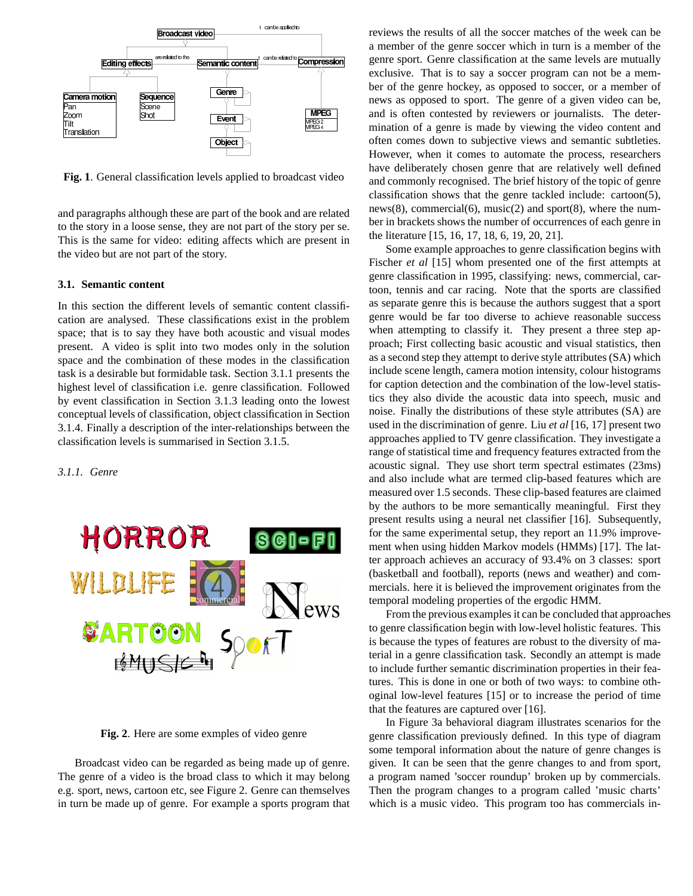Fig. 1. General classification levels applied to broadcast video

and paragraphs although these are part of the book and are related to the story in a loose sense, they are not part of the story per se. This is the same for video: editing affects which are present in the video but are not part of the story.

### 3.1. Semantic content

In this section the different levels of semantic content classification are analysed. These classifications exist in the problem space; that is to say they have both acoustic and visual modes present. A video is split into two modes only in the solution space and the combination of these modes in the classification task is a desirable but formidable task. Section 3.1.1 presents the highest level of classification i.e. genre classification. Followed by event classification in Section 3.1.3 leading onto the lowest conceptual levels of classification, object classification in Section 3.1.4. Finally a description of the inter-relationships between the classification levels is summarised in Section 3.1.5.

#### *3.1.1. Genre*

**Fig. 2**. Here are some exmples of video genre

Broadcast video can be regarded as being made up of genre. The genre of a video is the broad class to which it may belong e.g. sport, news, cartoon etc, see Figure 2. Genre can themselves in turn be made up of genre. For example a sports program that reviews the results of all the soccer matches of the week can be a member of the genre soccer which in turn is a member of the genre sport. Genre classification at the same levels are mutually exclusive. That is to say a soccer program can not be a member of the genre hockey, as opposed to soccer, or a member of news as opposed to sport. The genre of a given video can be, and is often contested by reviewers or journalists. The determination of a genre is made by viewing the video content and often comes down to subjective views and semantic subtleties. However, when it comes to automate the process, researchers have deliberately chosen genre that are relatively well defined and commonly recognised. The brief history of the topic of genre classification shows that the genre tackled include: cartoon(5), news(8), commercial(6), music(2) and sport(8), where the number in brackets shows the number of occurrences of each genre in the literature [15, 16, 17, 18, 6, 19, 20, 21].

Some example approaches to genre classification begins with Fischer *et al* [15] whom presented one of the first attempts at genre classification in 1995, classifying: news, commercial, cartoon, tennis and car racing. Note that the sports are classified as separate genre this is because the authors suggest that a sport genre would be far too diverse to achieve reasonable success when attempting to classify it. They present a three step approach; First collecting basic acoustic and visual statistics, then as a second step they attempt to derive style attributes (SA) which include scene length, camera motion intensity, colour histograms for caption detection and the combination of the low-level statistics they also divide the acoustic data into speech, music and noise. Finally the distributions of these style attributes (SA) are used in the discrimination of genre. Liu *et al* [16, 17] present two approaches applied to TV genre classification. They investigate a range of statistical time and frequency features extracted from the acoustic signal. They use short term spectral estimates (23ms) and also include what are termed clip-based features which are measured over 1.5 seconds. These clip-based features are claimed by the authors to be more semantically meaningful. First they present results using a neural net classifier [16]. Subsequently, for the same experimental setup, they report an 11.9% improvement when using hidden Markov models (HMMs) [17]. The latter approach achieves an accuracy of 93.4% on 3 classes: sport (basketball and football), reports (news and weather) and commercials. here it is believed the improvement originates from the temporal modeling properties of the ergodic HMM.

From the previous examples it can be concluded that approaches to genre classification begin with low-level holistic features. This is because the types of features are robust to the diversity of material in a genre classification task. Secondly an attempt is made to include further semantic discrimination properties in their features. This is done in one or both of two ways: to combine othoginal low-level features [15] or to increase the period of time that the features are captured over [16].

In Figure 3a behavioral diagram illustrates scenarios for the genre classification previously defined. In this type of diagram some temporal information about the nature of genre changes is given. It can be seen that the genre changes to and from sport, a program named 'soccer roundup' broken up by commercials. Then the program changes to a program called 'music charts' which is a music video. This program too has commercials in-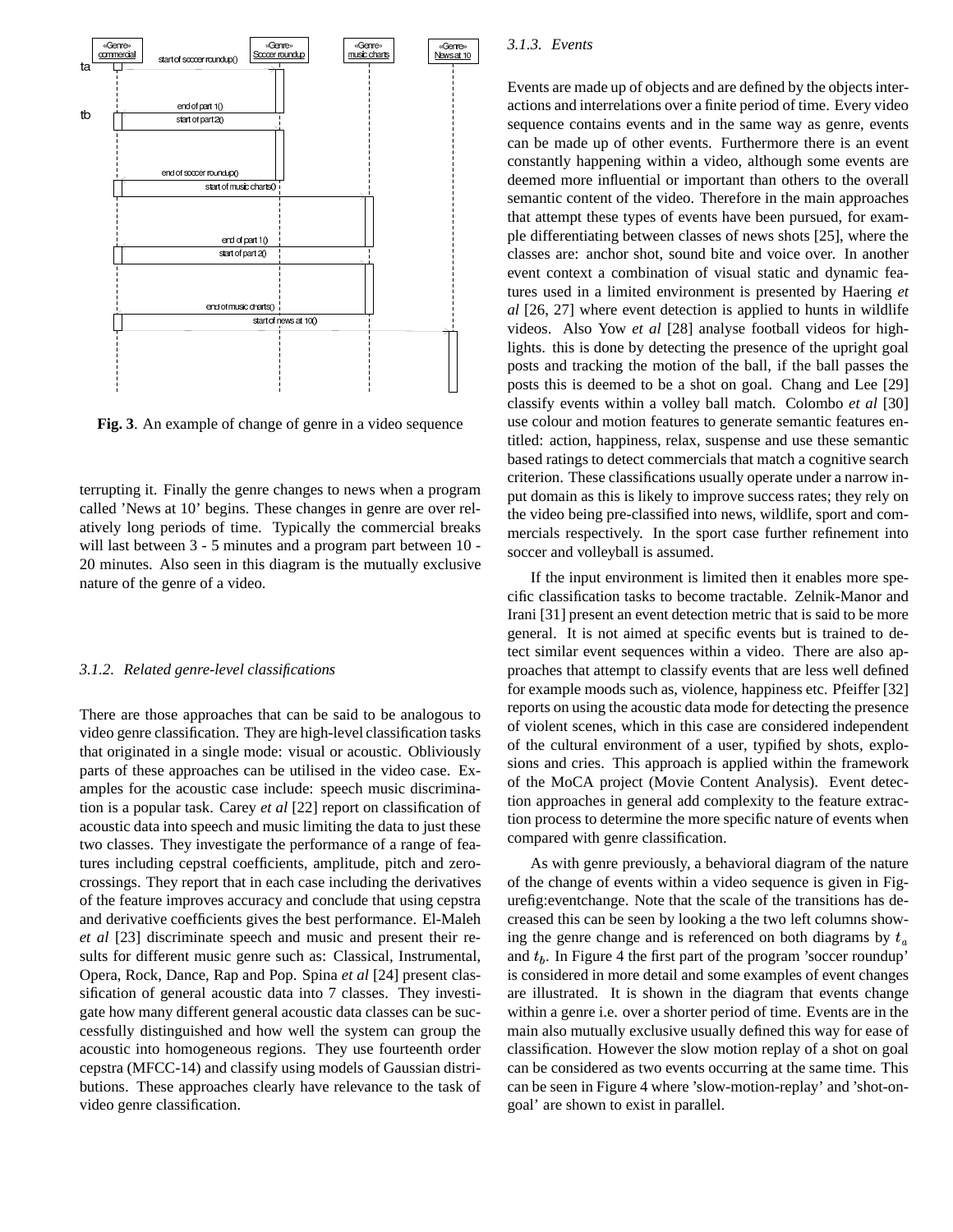«Genre» commercial

«Genre» Soccer roundup

«Genre» music charts

«Genre» News at 10

ta

start of soccer roundup()

tb

end of part 1()

start of part 2()

end of soccer roundup()

start of music charts()

end of part 1()

start of part 2()

end of music charts()

start of news at 10()

**Fig. 3**. An example of change of genre in a video sequence

terrupting it. Finally the genre changes to news when a program called 'News at 10' begins. These changes in genre are over relatively long periods of time. Typically the commercial breaks will last between 3 - 5 minutes and a program part between 10 - 20 minutes. Also seen in this diagram is the mutually exclusive nature of the genre of a video.

### 3.1.2. Related genre-level classifications

There are those approaches that can be said to be analogous to video genre classification. They are high-level classification tasks that originated in a single mode: visual or acoustic. Obliviously parts of these approaches can be utilised in the video case. Examples for the acoustic case include: speech music discrimination is a popular task. Carey *et al* [22] report on classification of acoustic data into speech and music limiting the data to just these two classes. They investigate the performance of a range of features including cepstral coefficients, amplitude, pitch and zero-crossings. They report that in each case including the derivatives of the feature improves accuracy and conclude that using cepstra and derivative coefficients gives the best performance. El-Maleh *et al* [23] discriminate speech and music and present their results for different music genre such as: Classical, Instrumental, Opera, Rock, Dance, Rap and Pop. Spina *et al* [24] present classification of general acoustic data into 7 classes. They investigate how many different general acoustic data classes can be successfully distinguished and how well the system can group the acoustic into homogeneous regions. They use fourteenth order cepstra (MFCC-14) and classify using models of Gaussian distributions. These approaches clearly have relevance to the task of video genre classification.

### 3.1.3. Events

Events are made up of objects and are defined by the objects interactions and interrelations over a finite period of time. Every video sequence contains events and in the same way as genre, events can be made up of other events. Furthermore there is an event constantly happening within a video, although some events are deemed more influential or important than others to the overall semantic content of the video. Therefore in the main approaches that attempt these types of events have been pursued, for example differentiating between classes of news shots [25], where the classes are: anchor shot, sound bite and voice over. In another event context a combination of visual static and dynamic features used in a limited environment is presented by Haering *et al* [26, 27] where event detection is applied to hunts in wildlife videos. Also Yow *et al* [28] analyse football videos for highlights. this is done by detecting the presence of the upright goal posts and tracking the motion of the ball, if the ball passes the posts this is deemed to be a shot on goal. Chang and Lee [29] classify events within a volley ball match. Colombo *et al* [30] use colour and motion features to generate semantic features entitled: action, happiness, relax, suspense and use these semantic based ratings to detect commercials that match a cognitive search criterion. These classifications usually operate under a narrow input domain as this is likely to improve success rates; they rely on the video being pre-classified into news, wildlife, sport and commercials respectively. In the sport case further refinement into soccer and volleyball is assumed.

If the input environment is limited then it enables more specific classification tasks to become tractable. Zelnik-Manor and Irani [31] present an event detection metric that is said to be more general. It is not aimed at specific events but is trained to detect similar event sequences within a video. There are also approaches that attempt to classify events that are less well defined for example moods such as, violence, happiness etc. Pfeiffer [32] reports on using the acoustic data mode for detecting the presence of violent scenes, which in this case are considered independent of the cultural environment of a user, typified by shots, explosions and cries. This approach is applied within the framework of the MoCA project (Movie Content Analysis). Event detection approaches in general add complexity to the feature extraction process to determine the more specific nature of events when compared with genre classification.

As with genre previously, a behavioral diagram of the nature of the change of events within a video sequence is given in Figurefig:eventchange. Note that the scale of the transitions has decreased this can be seen by looking a the two left columns showing the genre change and is referenced on both diagrams by $t_a$ and $t_b$. In Figure 4 the first part of the program 'soccer roundup' is considered in more detail and some examples of event changes are illustrated. It is shown in the diagram that events change within a genre i.e. over a shorter period of time. Events are in the main also mutually exclusive usually defined this way for ease of classification. However the slow motion replay of a shot on goal can be considered as two events occurring at the same time. This can be seen in Figure 4 where 'slow-motion-replay' and 'shot-on-goal' are shown to exist in parallel.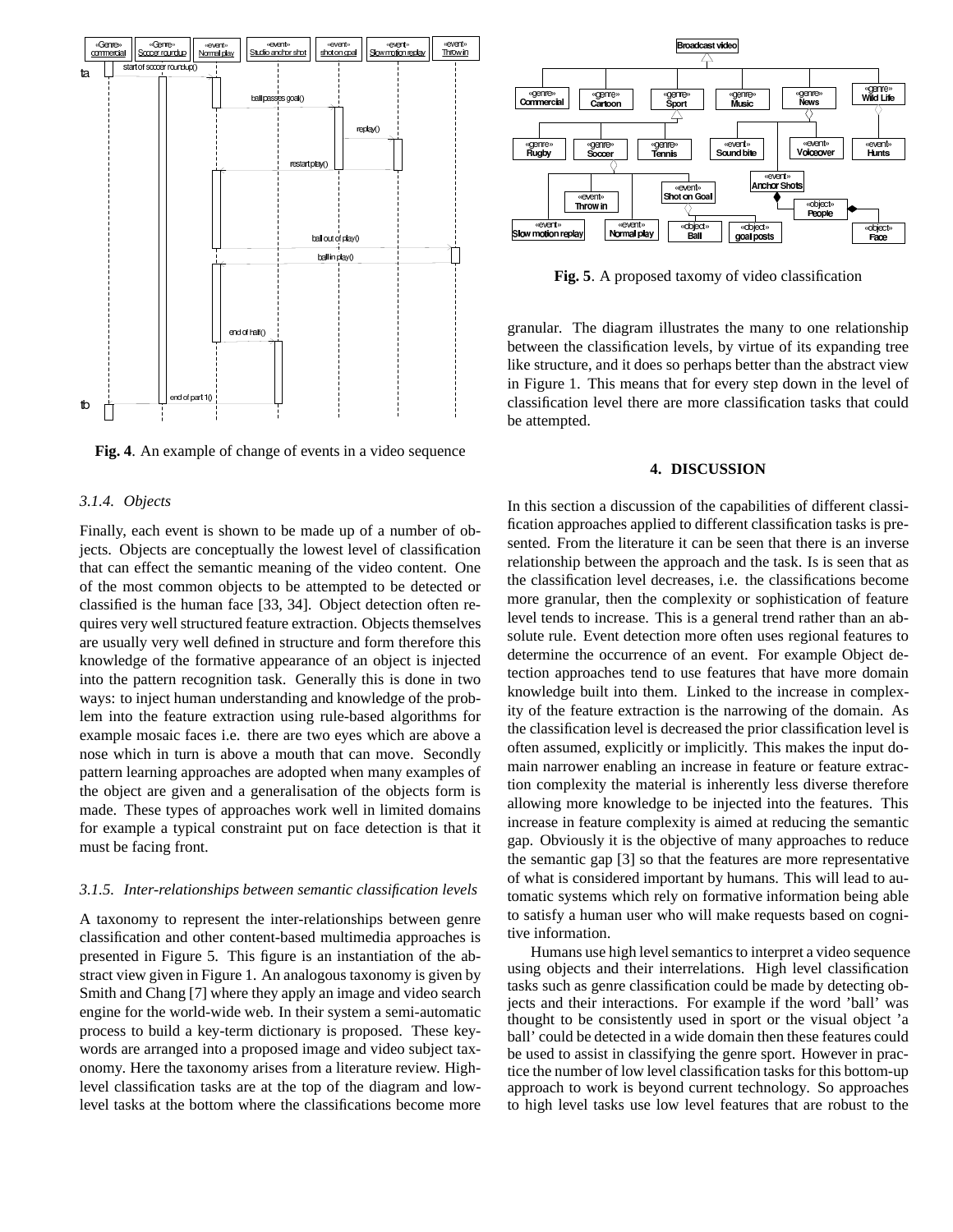**Fig. 4**. An example of change of events in a video sequence

### 3.1.4. Objects

Finally, each event is shown to be made up of a number of objects. Objects are conceptually the lowest level of classification that can effect the semantic meaning of the video content. One of the most common objects to be attempted to be detected or classified is the human face [33, 34]. Object detection often requires very well structured feature extraction. Objects themselves are usually very well defined in structure and form therefore this knowledge of the formative appearance of an object is injected into the pattern recognition task. Generally this is done in two ways: to inject human understanding and knowledge of the problem into the feature extraction using rule-based algorithms for example mosaic faces i.e. there are two eyes which are above a nose which in turn is above a mouth that can move. Secondly pattern learning approaches are adopted when many examples of the object are given and a generalisation of the objects form is made. These types of approaches work well in limited domains for example a typical constraint put on face detection is that it must be facing front.

### 3.1.5. Inter-relationships between semantic classification levels

A taxonomy to represent the inter-relationships between genre classification and other content-based multimedia approaches is presented in Figure 5. This figure is an instantiation of the abstract view given in Figure 1. An analogous taxonomy is given by Smith and Chang [7] where they apply an image and video search engine for the world-wide web. In their system a semi-automatic process to build a key-term dictionary is proposed. These keywords are arranged into a proposed image and video subject taxonomy. Here the taxonomy arises from a literature review. High-level classification tasks are at the top of the diagram and low-level tasks at the bottom where the classifications become more granular. The diagram illustrates the many to one relationship between the classification levels, by virtue of its expanding tree like structure, and it does so perhaps better than the abstract view in Figure 1. This means that for every step down in the level of classification level there are more classification tasks that could be attempted.

**Fig. 5**. A proposed taxomy of video classification

## 4. DISCUSSION

In this section a discussion of the capabilities of different classification approaches applied to different classification tasks is presented. From the literature it can be seen that there is an inverse relationship between the approach and the task. Is is seen that as the classification level decreases, i.e. the classifications become more granular, then the complexity or sophistication of feature level tends to increase. This is a general trend rather than an absolute rule. Event detection more often uses regional features to determine the occurrence of an event. For example Object detection approaches tend to use features that have more domain knowledge built into them. Linked to the increase in complexity of the feature extraction is the narrowing of the domain. As the classification level is decreased the prior classification level is often assumed, explicitly or implicitly. This makes the input domain narrower enabling an increase in feature or feature extraction complexity the material is inherently less diverse therefore allowing more knowledge to be injected into the features. This increase in feature complexity is aimed at reducing the semantic gap. Obviously it is the objective of many approaches to reduce the semantic gap [3] so that the features are more representative of what is considered important by humans. This will lead to automatic systems which rely on formative information being able to satisfy a human user who will make requests based on cognitive information.

Humans use high level semantics to interpret a video sequence using objects and their interrelations. High level classification tasks such as genre classification could be made by detecting objects and their interactions. For example if the word 'ball' was thought to be consistently used in sport or the visual object 'a ball' could be detected in a wide domain then these features could be used to assist in classifying the genre sport. However in practice the number of low level classification tasks for this bottom-up approach to work is beyond current technology. So approaches to high level tasks use low level features that are robust to the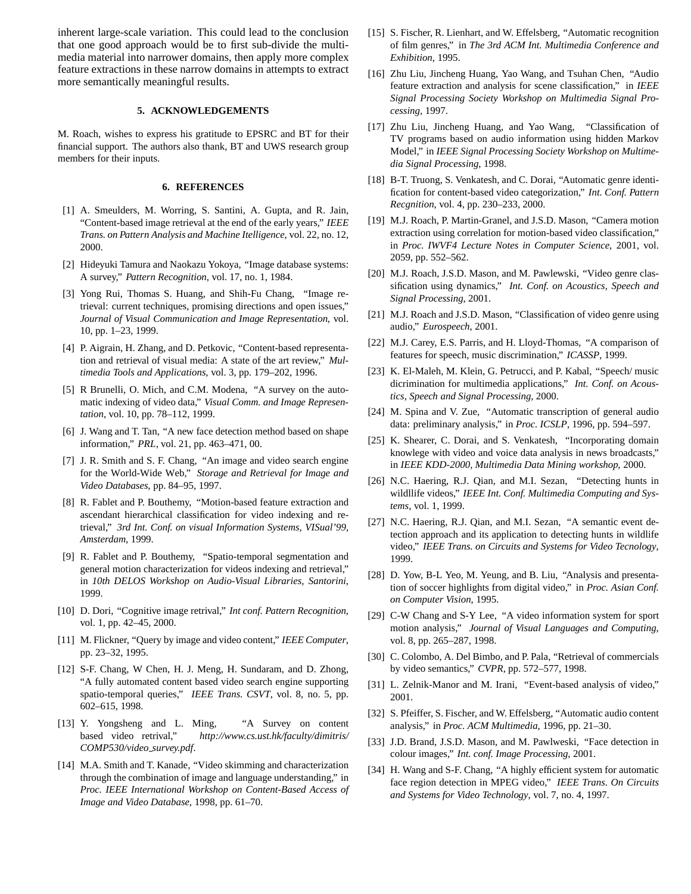inherent large-scale variation. This could lead to the conclusion that one good approach would be to first sub-divide the multimedia material into narrower domains, then apply more complex feature extractions in these narrow domains in attempts to extract more semantically meaningful results.

## 5. ACKNOWLEDGEMENTS

M. Roach, wishes to express his gratitude to EPSRC and BT for their financial support. The authors also thank, BT and UWS research group members for their inputs.

## 6. REFERENCES

[1] A. Smeulders, M. Worring, S. Santini, A. Gupta, and R. Jain, "Content-based image retrieval at the end of the early years," *IEEE Trans. on Pattern Analysis and Machine Itelligence*, vol. 22, no. 12, 2000.

[2] Hideyuki Tamura and Naokazu Yokoya, "Image database systems: A survey," *Pattern Recognition*, vol. 17, no. 1, 1984.

[3] Yong Rui, Thomas S. Huang, and Shih-Fu Chang, "Image retrieval: current techniques, promising directions and open issues," *Journal of Visual Communication and Image Representation*, vol. 10, pp. 1–23, 1999.

[4] P. Aigrain, H. Zhang, and D. Petkovic, "Content-based representation and retrieval of visual media: A state of the art review," *Multimedia Tools and Applications*, vol. 3, pp. 179–202, 1996.

[5] R Brunelli, O. Mich, and C.M. Modena, "A survey on the automatic indexing of video data," *Visual Comm. and Image Representation*, vol. 10, pp. 78–112, 1999.

[6] J. Wang and T. Tan, "A new face detection method based on shape information," *PRL*, vol. 21, pp. 463–471, 00.

[7] J. R. Smith and S. F. Chang, "An image and video search engine for the World-Wide Web," *Storage and Retrieval for Image and Video Databases*, pp. 84–95, 1997.

[8] R. Fablet and P. Bouthemy, "Motion-based feature extraction and ascendant hierarchical classification for video indexing and retrieval," *3rd Int. Conf. on visual Information Systems, VISual'99, Amsterdam*, 1999.

[9] R. Fablet and P. Bouthemy, "Spatio-temporal segmentation and general motion characterization for videos indexing and retrieval," in *10th DELOS Workshop on Audio-Visual Libraries, Santorini*, 1999.

[10] D. Dori, "Cognitive image retrival," *Int conf. Pattern Recognition*, vol. 1, pp. 42–45, 2000.

[11] M. Flickner, "Query by image and video content," *IEEE Computer*, pp. 23–32, 1995.

[12] S-F. Chang, W Chen, H. J. Meng, H. Sundaram, and D. Zhong, "A fully automated content based video search engine supporting spatio-temporal queries," *IEEE Trans. CSVT*, vol. 8, no. 5, pp. 602–615, 1998.

[13] Y. Yongsheng and L. Ming, "A Survey on content based video retrival," *http://www.cs.ust.hk/faculty/dimitris/COMP530/video_survey.pdf*.

[14] M.A. Smith and T. Kanade, "Video skimming and characterization through the combination of image and language understanding," in *Proc. IEEE International Workshop on Content-Based Access of Image and Video Database*, 1998, pp. 61–70.

[15] S. Fischer, R. Lienhart, and W. Effelsberg, "Automatic recognition of film genres," in *The 3rd ACM Int. Multimedia Conference and Exhibition*, 1995.

[16] Zhu Liu, Jincheng Huang, Yao Wang, and Tsuhan Chen, "Audio feature extraction and analysis for scene classification," in *IEEE Signal Processing Society Workshop on Multimedia Signal Processing*, 1997.

[17] Zhu Liu, Jincheng Huang, and Yao Wang, "Classification of TV programs based on audio information using hidden Markov Model," in *IEEE Signal Processing Society Workshop on Multimedia Signal Processing*, 1998.

[18] B-T. Truong, S. Venkatesh, and C. Dorai, "Automatic genre identification for content-based video categorization," *Int. Conf. Pattern Recgnition*, vol. 4, pp. 230–233, 2000.

[19] M.J. Roach, P. Martin-Granel, and J.S.D. Mason, "Camera motion extraction using correlation for motion-based video classification," in *Proc. IWVF4 Lecture Notes in Computer Science*, 2001, vol. 2059, pp. 552–562.

[20] M.J. Roach, J.S.D. Mason, and M. Pawlewski, "Video genre classification using dynamics," *Int. Conf. on Acoustics, Speech and Signal Processing*, 2001.

[21] M.J. Roach and J.S.D. Mason, "Classification of video genre using audio," *Eurospeech*, 2001.

[22] M.J. Carey, E.S. Parris, and H. Lloyd-Thomas, "A comparison of features for speech, music discrimination," *ICASSP*, 1999.

[23] K. El-Maleh, M. Klein, G. Petrucci, and P. Kabal, "Speech/ music dicrimination for multimedia applications," *Int. Conf. on Acoustics, Speech and Signal Processing*, 2000.

[24] M. Spina and V. Zue, "Automatic transcription of general audio data: preliminary analysis," in *Proc. ICSLP*, 1996, pp. 594–597.

[25] K. Shearer, C. Dorai, and S. Venkatesh, "Incorporating domain knowlege with video and voice data analysis in news broadcasts," in *IEEE KDD-2000, Multimedia Data Mining workshop*, 2000.

[26] N.C. Haering, R.J. Qian, and M.I. Sezan, "Detecting hunts in wildllife videos," *IEEE Int. Conf. Multimedia Computing and Systems*, vol. 1, 1999.

[27] N.C. Haering, R.J. Qian, and M.I. Sezan, "A semantic event detection approach and its application to detecting hunts in wildlife video," *IEEE Trans. on Circuits and Systems for Video Tecnology*, 1999.

[28] D. Yow, B-L Yeo, M. Yeung, and B. Liu, "Analysis and presentation of soccer highlights from digital video," in *Proc. Asian Conf. on Computer Vision*, 1995.

[29] C-W Chang and S-Y Lee, "A video information system for sport motion analysis," *Journal of Visual Languages and Computing*, vol. 8, pp. 265–287, 1998.

[30] C. Colombo, A. Del Bimbo, and P. Pala, "Retrieval of commercials by video semantics," *CVPR*, pp. 572–577, 1998.

[31] L. Zelnik-Manor and M. Irani, "Event-based analysis of video," 2001.

[32] S. Pfeiffer, S. Fischer, and W. Effelsberg, "Automatic audio content analysis," in *Proc. ACM Multimedia*, 1996, pp. 21–30.

[33] J.D. Brand, J.S.D. Mason, and M. Pawlweski, "Face detection in colour images," *Int. conf. Image Processing*, 2001.

[34] H. Wang and S-F. Chang, "A highly efficient system for automatic face region detection in MPEG video," *IEEE Trans. On Circuits and Systems for Video Technology*, vol. 7, no. 4, 1997.